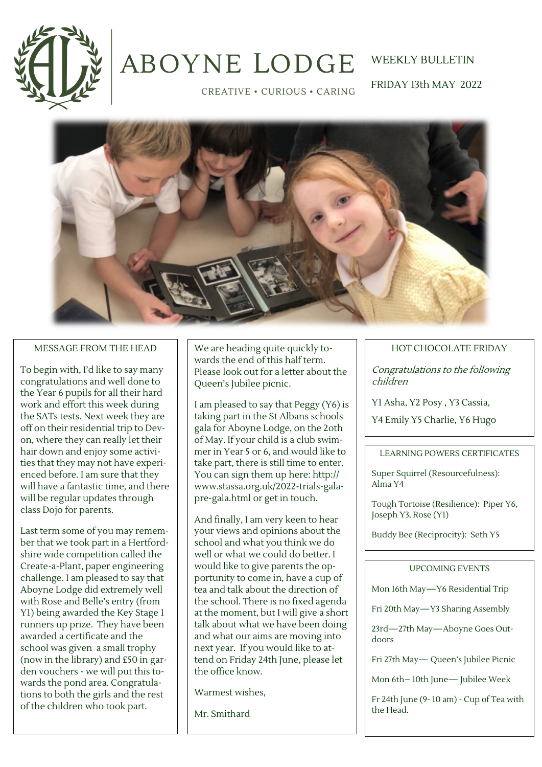# ABOYNE LODGE

CREATIVE • CURIOUS • CARING

WEEKLY BULLETIN

FRIDAY 13th MAY 2022

## MESSAGE FROM THE HEAD

To begin with, I'd like to say many congratulations and well done to the Year 6 pupils for all their hard work and effort this week during the SATs tests. Next week they are off on their residential trip to Devon, where they can really let their hair down and enjoy some activities that they may not have experienced before. I am sure that they will have a fantastic time, and there will be regular updates through class Dojo for parents.

Last term some of you may remember that we took part in a Hertfordshire wide competition called the Create-a-Plant, paper engineering challenge. I am pleased to say that Aboyne Lodge did extremely well with Rose and Belle's entry (from Y1) being awarded the Key Stage 1 runners up prize. They have been awarded a certificate and the school was given a small trophy (now in the library) and £50 in garden vouchers - we will put this towards the pond area. Congratulations to both the girls and the rest of the children who took part.

We are heading quite quickly towards the end of this half term. Please look out for a letter about the Queen's Jubilee picnic.

I am pleased to say that Peggy (Y6) is taking part in the St Albans schools gala for Aboyne Lodge, on the 20th of May. If your child is a club swimmer in Year 5 or 6, and would like to take part, there is still time to enter. You can sign them up here: http://www.stassa.org.uk/2022-trials-gala-pre-gala.html or get in touch.

And finally, I am very keen to hear your views and opinions about the school and what you think we do well or what we could do better. I would like to give parents the opportunity to come in, have a cup of tea and talk about the direction of the school. There is no fixed agenda at the moment, but I will give a short talk about what we have been doing and what our aims are moving into next year. If you would like to attend on Friday 24th June, please let the office know.

Warmest wishes,

Mr. Smithard

## HOT CHOCOLATE FRIDAY

*Congratulations to the following children*

Y1 Asha, Y2 Posy , Y3 Cassia,

Y4 Emily Y5 Charlie, Y6 Hugo

## LEARNING POWERS CERTIFICATES

Super Squirrel (Resourcefulness): Alma Y4

Tough Tortoise (Resilience): Piper Y6, Joseph Y3, Rose (Y1)

Buddy Bee (Reciprocity): Seth Y5

## UPCOMING EVENTS

Mon 16th May—Y6 Residential Trip

Fri 20th May—Y3 Sharing Assembly

23rd—27th May—Aboyne Goes Outdoors

Fri 27th May— Queen's Jubilee Picnic

Mon 6th– 10th June— Jubilee Week

Fr 24th June (9- 10 am) - Cup of Tea with the Head.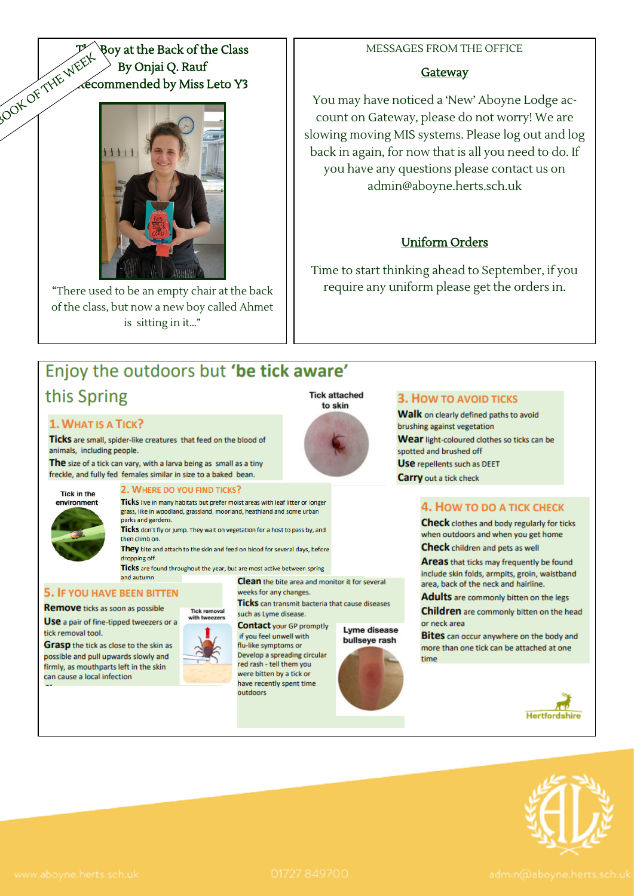BOOK OF THE WEEK

The Boy at the Back of the Class

By Onjai Q. Rauf

Recommended by Miss Leto Y3

"There used to be an empty chair at the back of the class, but now a new boy called Ahmet is sitting in it..."

MESSAGES FROM THE OFFICE

## Gateway

You may have noticed a 'New' Aboyne Lodge account on Gateway, please do not worry! We are slowing moving MIS systems. Please log out and log back in again, for now that is all you need to do. If you have any questions please contact us on admin@aboyne.herts.sch.uk

## Uniform Orders

Time to start thinking ahead to September, if you require any uniform please get the orders in.

# Enjoy the outdoors but 'be tick aware' this Spring

Tick attached to skin

## 1. What is a Tick?

**Ticks** are small, spider-like creatures that feed on the blood of animals, including people.

**The** size of a tick can vary, with a larva being as small as a tiny freckle, and fully fed females similar in size to a baked bean.

## 2. Where do you find ticks?

Tick in the environment

**Ticks** live in many habitats but prefer moist areas with leaf litter or longer grass, like in woodland, grassland, moorland, heathland and some urban parks and gardens.

**Ticks** don't fly or jump. They wait on vegetation for a host to pass by, and then climb on.

**They** bite and attach to the skin and feed on blood for several days, before dropping off.

**Ticks** are found throughout the year, but are most active between spring and autumn

## 3. How to avoid ticks

**Walk** on clearly defined paths to avoid brushing against vegetation

**Wear** light-coloured clothes so ticks can be spotted and brushed off

**Use** repellents such as DEET

**Carry** out a tick check

## 4. How to do a tick check

**Check** clothes and body regularly for ticks when outdoors and when you get home

**Check** children and pets as well

**Areas** that ticks may frequently be found include skin folds, armpits, groin, waistband area, back of the neck and hairline.

**Adults** are commonly bitten on the legs

**Children** are commonly bitten on the head or neck area

**Bites** can occur anywhere on the body and more than one tick can be attached at one time

## 5. If you have been bitten

**Remove** ticks as soon as possible

**Use** a pair of fine-tipped tweezers or a tick removal tool.

**Grasp** the tick as close to the skin as possible and pull upwards slowly and firmly, as mouthparts left in the skin can cause a local infection

Tick removal with tweezers

**Clean** the bite area and monitor it for several weeks for any changes.

**Ticks** can transmit bacteria that cause diseases such as Lyme disease.

**Contact** your GP promptly if you feel unwell with flu-like symptoms or Develop a spreading circular red rash - tell them you were bitten by a tick or have recently spent time outdoors

Lyme disease bullseye rash

Hertfordshire